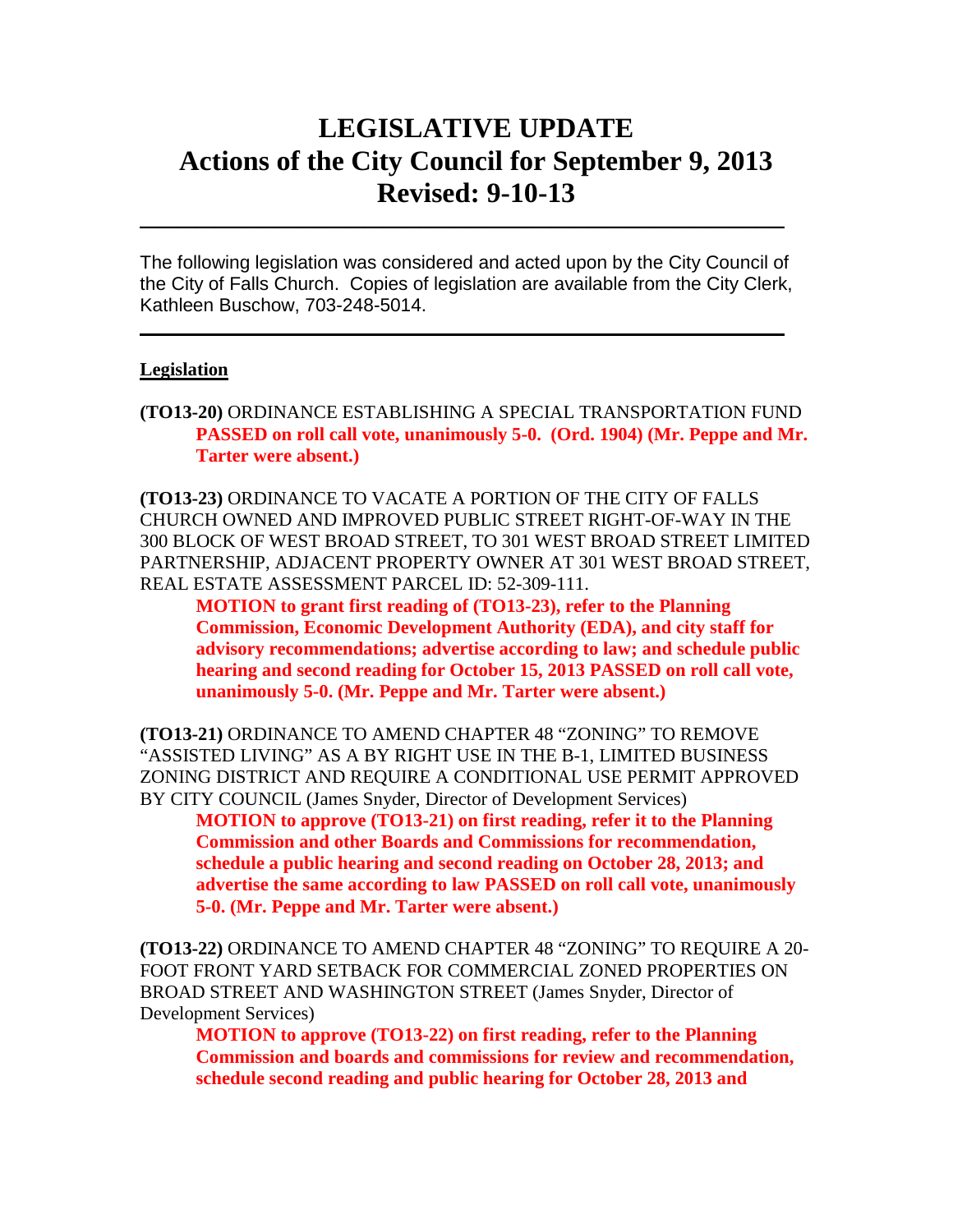# LEGISLATIVE UPDATE
# Actions of the City Council for September 9, 2013
# Revised: 9-10-13

---

The following legislation was considered and acted upon by the City Council of the City of Falls Church. Copies of legislation are available from the City Clerk, Kathleen Buschow, 703-248-5014.

---

**Legislation**

**(TO13-20)** ORDINANCE ESTABLISHING A SPECIAL TRANSPORTATION FUND

> **PASSED on roll call vote, unanimously 5-0. (Ord. 1904) (Mr. Peppe and Mr. Tarter were absent.)**

**(TO13-23)** ORDINANCE TO VACATE A PORTION OF THE CITY OF FALLS CHURCH OWNED AND IMPROVED PUBLIC STREET RIGHT-OF-WAY IN THE 300 BLOCK OF WEST BROAD STREET, TO 301 WEST BROAD STREET LIMITED PARTNERSHIP, ADJACENT PROPERTY OWNER AT 301 WEST BROAD STREET, REAL ESTATE ASSESSMENT PARCEL ID: 52-309-111.

> **MOTION to grant first reading of (TO13-23), refer to the Planning Commission, Economic Development Authority (EDA), and city staff for advisory recommendations; advertise according to law; and schedule public hearing and second reading for October 15, 2013 PASSED on roll call vote, unanimously 5-0. (Mr. Peppe and Mr. Tarter were absent.)**

**(TO13-21)** ORDINANCE TO AMEND CHAPTER 48 "ZONING" TO REMOVE "ASSISTED LIVING" AS A BY RIGHT USE IN THE B-1, LIMITED BUSINESS ZONING DISTRICT AND REQUIRE A CONDITIONAL USE PERMIT APPROVED BY CITY COUNCIL (James Snyder, Director of Development Services)

> **MOTION to approve (TO13-21) on first reading, refer it to the Planning Commission and other Boards and Commissions for recommendation, schedule a public hearing and second reading on October 28, 2013; and advertise the same according to law PASSED on roll call vote, unanimously 5-0. (Mr. Peppe and Mr. Tarter were absent.)**

**(TO13-22)** ORDINANCE TO AMEND CHAPTER 48 "ZONING" TO REQUIRE A 20-FOOT FRONT YARD SETBACK FOR COMMERCIAL ZONED PROPERTIES ON BROAD STREET AND WASHINGTON STREET (James Snyder, Director of Development Services)

> **MOTION to approve (TO13-22) on first reading, refer to the Planning Commission and boards and commissions for review and recommendation, schedule second reading and public hearing for October 28, 2013 and**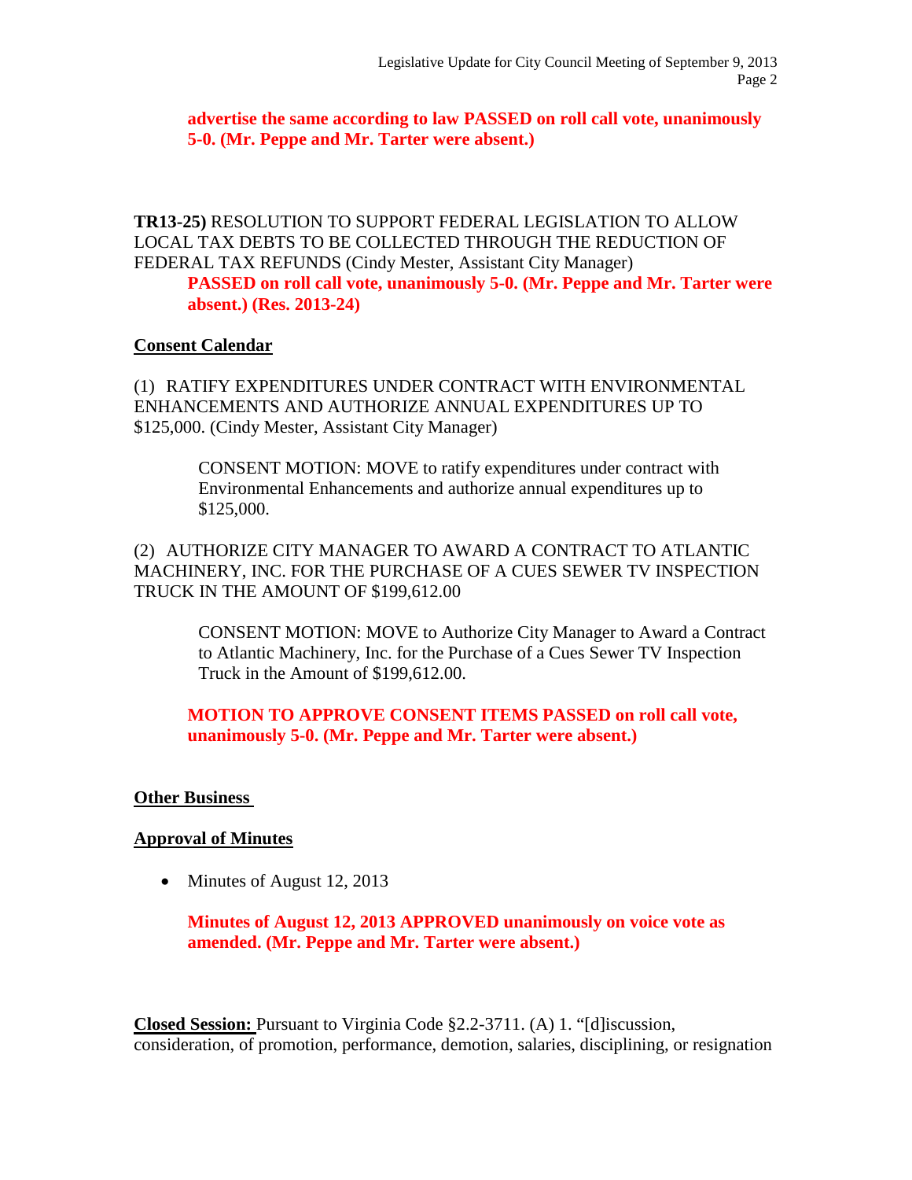**advertise the same according to law PASSED on roll call vote, unanimously 5-0. (Mr. Peppe and Mr. Tarter were absent.)**

**TR13-25)** RESOLUTION TO SUPPORT FEDERAL LEGISLATION TO ALLOW LOCAL TAX DEBTS TO BE COLLECTED THROUGH THE REDUCTION OF FEDERAL TAX REFUNDS (Cindy Mester, Assistant City Manager)

**PASSED on roll call vote, unanimously 5-0. (Mr. Peppe and Mr. Tarter were absent.) (Res. 2013-24)**

## Consent Calendar

(1) RATIFY EXPENDITURES UNDER CONTRACT WITH ENVIRONMENTAL ENHANCEMENTS AND AUTHORIZE ANNUAL EXPENDITURES UP TO $125,000. (Cindy Mester, Assistant City Manager)

> CONSENT MOTION: MOVE to ratify expenditures under contract with Environmental Enhancements and authorize annual expenditures up to $125,000.

(2) AUTHORIZE CITY MANAGER TO AWARD A CONTRACT TO ATLANTIC MACHINERY, INC. FOR THE PURCHASE OF A CUES SEWER TV INSPECTION TRUCK IN THE AMOUNT OF $199,612.00

> CONSENT MOTION: MOVE to Authorize City Manager to Award a Contract to Atlantic Machinery, Inc. for the Purchase of a Cues Sewer TV Inspection Truck in the Amount of $199,612.00.

**MOTION TO APPROVE CONSENT ITEMS PASSED on roll call vote, unanimously 5-0. (Mr. Peppe and Mr. Tarter were absent.)**

## Other Business

## Approval of Minutes

- Minutes of August 12, 2013

**Minutes of August 12, 2013 APPROVED unanimously on voice vote as amended. (Mr. Peppe and Mr. Tarter were absent.)**

**Closed Session:** Pursuant to Virginia Code §2.2-3711. (A) 1. "[d]iscussion, consideration, of promotion, performance, demotion, salaries, disciplining, or resignation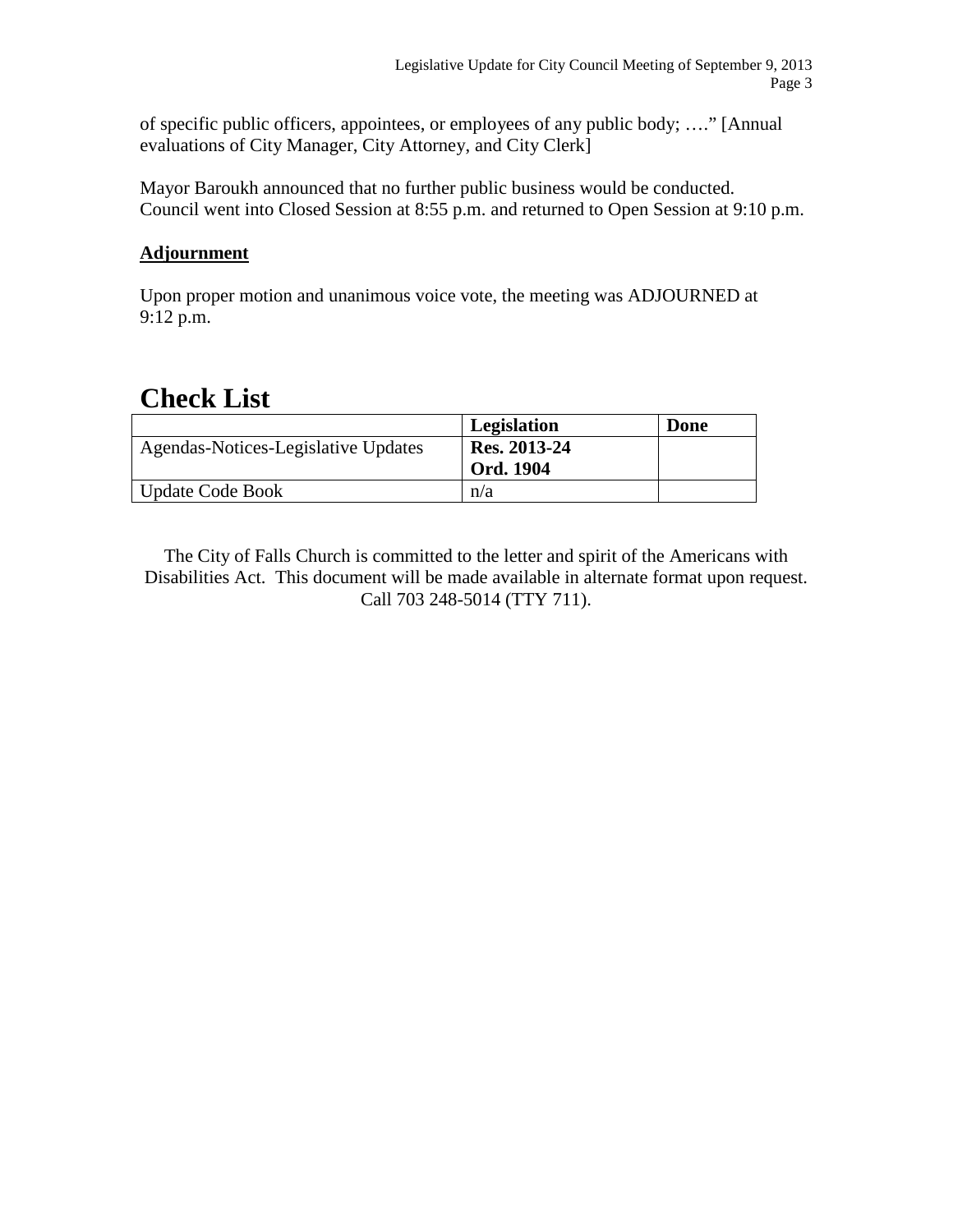of specific public officers, appointees, or employees of any public body; …." [Annual evaluations of City Manager, City Attorney, and City Clerk]

Mayor Baroukh announced that no further public business would be conducted. Council went into Closed Session at 8:55 p.m. and returned to Open Session at 9:10 p.m.

**Adjournment**

Upon proper motion and unanimous voice vote, the meeting was ADJOURNED at 9:12 p.m.

# Check List

| | **Legislation** | **Done** |
|---|---|---|
| Agendas-Notices-Legislative Updates | **Res. 2013-24**<br>**Ord. 1904** | |
| Update Code Book | n/a | |

The City of Falls Church is committed to the letter and spirit of the Americans with Disabilities Act. This document will be made available in alternate format upon request. Call 703 248-5014 (TTY 711).